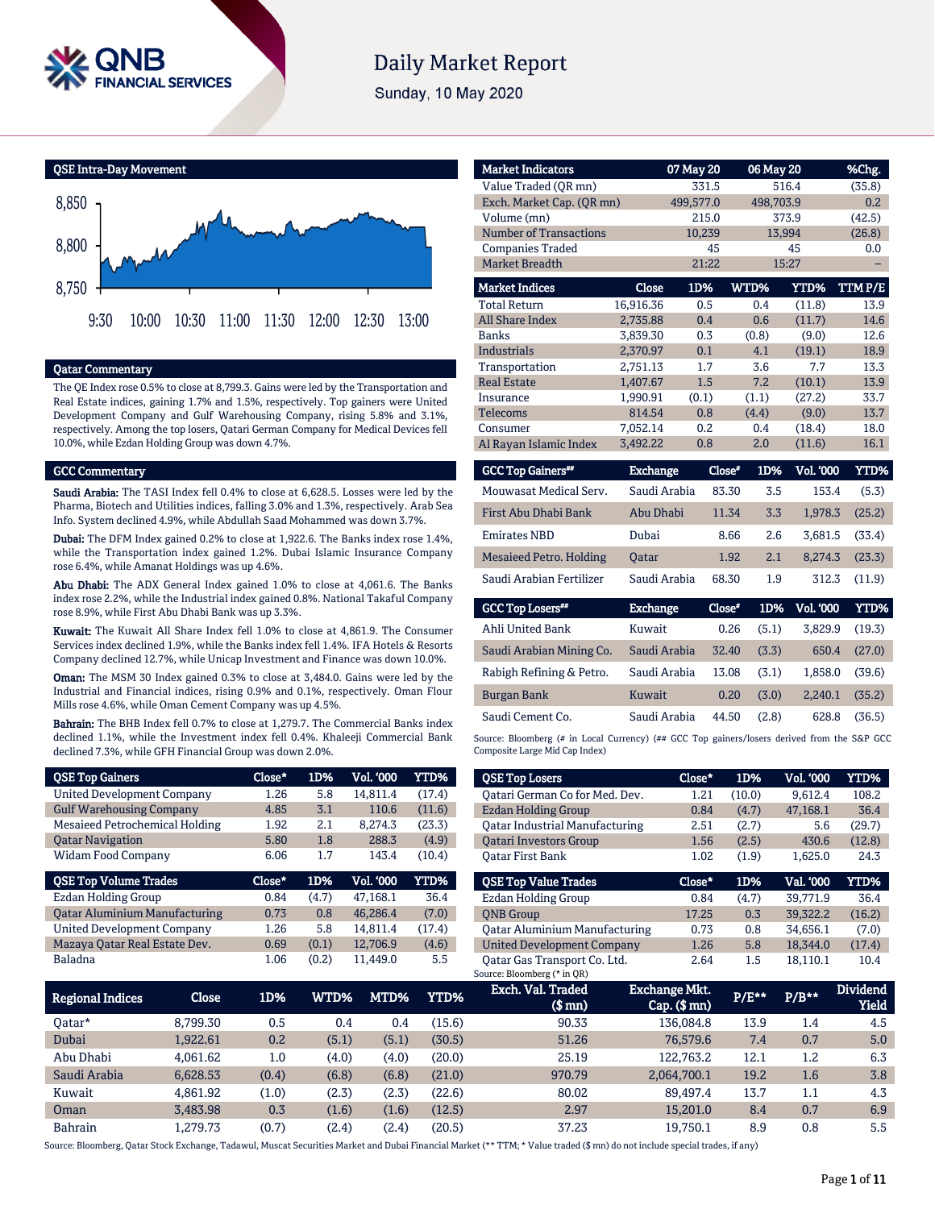# Daily Market Report

Sunday, 10 May 2020

## QSE Intra-Day Movement

## Qatar Commentary

The QE Index rose 0.5% to close at 8,799.3. Gains were led by the Transportation and Real Estate indices, gaining 1.7% and 1.5%, respectively. Top gainers were United Development Company and Gulf Warehousing Company, rising 5.8% and 3.1%, respectively. Among the top losers, Qatari German Company for Medical Devices fell 10.0%, while Ezdan Holding Group was down 4.7%.

## GCC Commentary

**Saudi Arabia:** The TASI Index fell 0.4% to close at 6,628.5. Losses were led by the Pharma, Biotech and Utilities indices, falling 3.0% and 1.3%, respectively. Arab Sea Info. System declined 4.9%, while Abdullah Saad Mohammed was down 3.7%.

**Dubai:** The DFM Index gained 0.2% to close at 1,922.6. The Banks index rose 1.4%, while the Transportation index gained 1.2%. Dubai Islamic Insurance Company rose 6.4%, while Amanat Holdings was up 4.6%.

**Abu Dhabi:** The ADX General Index gained 1.0% to close at 4,061.6. The Banks index rose 2.2%, while the Industrial index gained 0.8%. National Takaful Company rose 8.9%, while First Abu Dhabi Bank was up 3.3%.

**Kuwait:** The Kuwait All Share Index fell 1.0% to close at 4,861.9. The Consumer Services index declined 1.9%, while the Banks index fell 1.4%. IFA Hotels & Resorts Company declined 12.7%, while Unicap Investment and Finance was down 10.0%.

**Oman:** The MSM 30 Index gained 0.3% to close at 3,484.0. Gains were led by the Industrial and Financial indices, rising 0.9% and 0.1%, respectively. Oman Flour Mills rose 4.6%, while Oman Cement Company was up 4.5%.

**Bahrain:** The BHB Index fell 0.7% to close at 1,279.7. The Commercial Banks index declined 1.1%, while the Investment index fell 0.4%. Khaleeji Commercial Bank declined 7.3%, while GFH Financial Group was down 2.0%.

| Market Indicators | 07 May 20 | 06 May 20 | %Chg. |
|---|---|---|---|
| Value Traded (QR mn) | 331.5 | 516.4 | (35.8) |
| Exch. Market Cap. (QR mn) | 499,577.0 | 498,703.9 | 0.2 |
| Volume (mn) | 215.0 | 373.9 | (42.5) |
| Number of Transactions | 10,239 | 13,994 | (26.8) |
| Companies Traded | 45 | 45 | 0.0 |
| Market Breadth | 21:22 | 15:27 | – |

| Market Indices | Close | 1D% | WTD% | YTD% | TTM P/E |
|---|---|---|---|---|---|
| Total Return | 16,916.36 | 0.5 | 0.4 | (11.8) | 13.9 |
| All Share Index | 2,735.88 | 0.4 | 0.6 | (11.7) | 14.6 |
| Banks | 3,839.30 | 0.3 | (0.8) | (9.0) | 12.6 |
| Industrials | 2,370.97 | 0.1 | 4.1 | (19.1) | 18.9 |
| Transportation | 2,751.13 | 1.7 | 3.6 | 7.7 | 13.3 |
| Real Estate | 1,407.67 | 1.5 | 7.2 | (10.1) | 13.9 |
| Insurance | 1,990.91 | (0.1) | (1.1) | (27.2) | 33.7 |
| Telecoms | 814.54 | 0.8 | (4.4) | (9.0) | 13.7 |
| Consumer | 7,052.14 | 0.2 | 0.4 | (18.4) | 18.0 |
| Al Rayan Islamic Index | 3,492.22 | 0.8 | 2.0 | (11.6) | 16.1 |

| GCC Top Gainers## | Exchange | Close# | 1D% | Vol. '000 | YTD% |
|---|---|---|---|---|---|
| Mouwasat Medical Serv. | Saudi Arabia | 83.30 | 3.5 | 153.4 | (5.3) |
| First Abu Dhabi Bank | Abu Dhabi | 11.34 | 3.3 | 1,978.3 | (25.2) |
| Emirates NBD | Dubai | 8.66 | 2.6 | 3,681.5 | (33.4) |
| Mesaieed Petro. Holding | Qatar | 1.92 | 2.1 | 8,274.3 | (23.3) |
| Saudi Arabian Fertilizer | Saudi Arabia | 68.30 | 1.9 | 312.3 | (11.9) |

| GCC Top Losers## | Exchange | Close# | 1D% | Vol. '000 | YTD% |
|---|---|---|---|---|---|
| Ahli United Bank | Kuwait | 0.26 | (5.1) | 3,829.9 | (19.3) |
| Saudi Arabian Mining Co. | Saudi Arabia | 32.40 | (3.3) | 650.4 | (27.0) |
| Rabigh Refining & Petro. | Saudi Arabia | 13.08 | (3.1) | 1,858.0 | (39.6) |
| Burgan Bank | Kuwait | 0.20 | (3.0) | 2,240.1 | (35.2) |
| Saudi Cement Co. | Saudi Arabia | 44.50 | (2.8) | 628.8 | (36.5) |

Source: Bloomberg (# in Local Currency) (## GCC Top gainers/losers derived from the S&P GCC Composite Large Mid Cap Index)

| QSE Top Gainers | Close* | 1D% | Vol. '000 | YTD% |
|---|---|---|---|---|
| United Development Company | 1.26 | 5.8 | 14,811.4 | (17.4) |
| Gulf Warehousing Company | 4.85 | 3.1 | 110.6 | (11.6) |
| Mesaieed Petrochemical Holding | 1.92 | 2.1 | 8,274.3 | (23.3) |
| Qatar Navigation | 5.80 | 1.8 | 288.3 | (4.9) |
| Widam Food Company | 6.06 | 1.7 | 143.4 | (10.4) |

| QSE Top Losers | Close* | 1D% | Vol. '000 | YTD% |
|---|---|---|---|---|
| Qatari German Co for Med. Dev. | 1.21 | (10.0) | 9,612.4 | 108.2 |
| Ezdan Holding Group | 0.84 | (4.7) | 47,168.1 | 36.4 |
| Qatar Industrial Manufacturing | 2.51 | (2.7) | 5.6 | (29.7) |
| Qatari Investors Group | 1.56 | (2.5) | 430.6 | (12.8) |
| Qatar First Bank | 1.02 | (1.9) | 1,625.0 | 24.3 |

| QSE Top Volume Trades | Close* | 1D% | Vol. '000 | YTD% |
|---|---|---|---|---|
| Ezdan Holding Group | 0.84 | (4.7) | 47,168.1 | 36.4 |
| Qatar Aluminium Manufacturing | 0.73 | 0.8 | 46,286.4 | (7.0) |
| United Development Company | 1.26 | 5.8 | 14,811.4 | (17.4) |
| Mazaya Qatar Real Estate Dev. | 0.69 | (0.1) | 12,706.9 | (4.6) |
| Baladna | 1.06 | (0.2) | 11,449.0 | 5.5 |

| QSE Top Value Trades | Close* | 1D% | Val. '000 | YTD% |
|---|---|---|---|---|
| Ezdan Holding Group | 0.84 | (4.7) | 39,771.9 | 36.4 |
| QNB Group | 17.25 | 0.3 | 39,322.2 | (16.2) |
| Qatar Aluminium Manufacturing | 0.73 | 0.8 | 34,656.1 | (7.0) |
| United Development Company | 1.26 | 5.8 | 18,344.0 | (17.4) |
| Qatar Gas Transport Co. Ltd. | 2.64 | 1.5 | 18,110.1 | 10.4 |

Source: Bloomberg (* in QR)

| Regional Indices | Close | 1D% | WTD% | MTD% | YTD% | Exch. Val. Traded ($ mn) | Exchange Mkt. Cap. ($ mn) | P/E** | P/B** | Dividend Yield |
|---|---|---|---|---|---|---|---|---|---|---|
| Qatar* | 8,799.30 | 0.5 | 0.4 | 0.4 | (15.6) | 90.33 | 136,084.8 | 13.9 | 1.4 | 4.5 |
| Dubai | 1,922.61 | 0.2 | (5.1) | (5.1) | (30.5) | 51.26 | 76,579.6 | 7.4 | 0.7 | 5.0 |
| Abu Dhabi | 4,061.62 | 1.0 | (4.0) | (4.0) | (20.0) | 25.19 | 122,763.2 | 12.1 | 1.2 | 6.3 |
| Saudi Arabia | 6,628.53 | (0.4) | (6.8) | (6.8) | (21.0) | 970.79 | 2,064,700.1 | 19.2 | 1.6 | 3.8 |
| Kuwait | 4,861.92 | (1.0) | (2.3) | (2.3) | (22.6) | 80.02 | 89,497.4 | 13.7 | 1.1 | 4.3 |
| Oman | 3,483.98 | 0.3 | (1.6) | (1.6) | (12.5) | 2.97 | 15,201.0 | 8.4 | 0.7 | 6.9 |
| Bahrain | 1,279.73 | (0.7) | (2.4) | (2.4) | (20.5) | 37.23 | 19,750.1 | 8.9 | 0.8 | 5.5 |

Source: Bloomberg, Qatar Stock Exchange, Tadawul, Muscat Securities Market and Dubai Financial Market (** TTM; * Value traded ($ mn) do not include special trades, if any)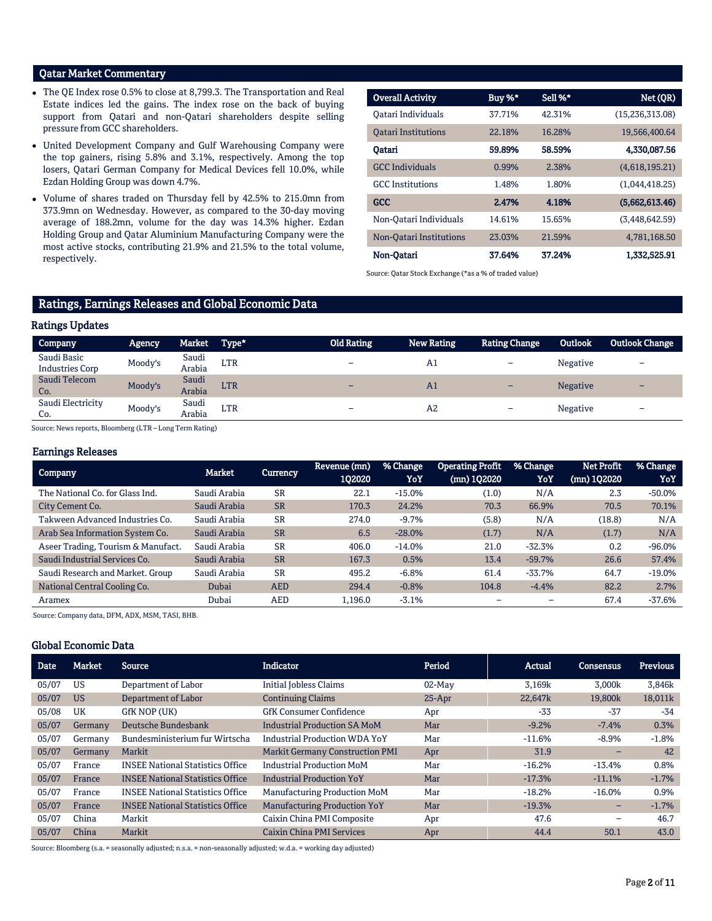## Qatar Market Commentary

- The QE Index rose 0.5% to close at 8,799.3. The Transportation and Real Estate indices led the gains. The index rose on the back of buying support from Qatari and non-Qatari shareholders despite selling pressure from GCC shareholders.
- United Development Company and Gulf Warehousing Company were the top gainers, rising 5.8% and 3.1%, respectively. Among the top losers, Qatari German Company for Medical Devices fell 10.0%, while Ezdan Holding Group was down 4.7%.
- Volume of shares traded on Thursday fell by 42.5% to 215.0mn from 373.9mn on Wednesday. However, as compared to the 30-day moving average of 188.2mn, volume for the day was 14.3% higher. Ezdan Holding Group and Qatar Aluminium Manufacturing Company were the most active stocks, contributing 21.9% and 21.5% to the total volume, respectively.

| Overall Activity | Buy %* | Sell %* | Net (QR) |
|---|---|---|---|
| Qatari Individuals | 37.71% | 42.31% | (15,236,313.08) |
| Qatari Institutions | 22.18% | 16.28% | 19,566,400.64 |
| **Qatari** | **59.89%** | **58.59%** | **4,330,087.56** |
| GCC Individuals | 0.99% | 2.38% | (4,618,195.21) |
| GCC Institutions | 1.48% | 1.80% | (1,044,418.25) |
| **GCC** | **2.47%** | **4.18%** | **(5,662,613.46)** |
| Non-Qatari Individuals | 14.61% | 15.65% | (3,448,642.59) |
| Non-Qatari Institutions | 23.03% | 21.59% | 4,781,168.50 |
| **Non-Qatari** | **37.64%** | **37.24%** | **1,332,525.91** |

Source: Qatar Stock Exchange (*as a % of traded value)

## Ratings, Earnings Releases and Global Economic Data

### Ratings Updates

| Company | Agency | Market | Type* | Old Rating | New Rating | Rating Change | Outlook | Outlook Change |
|---|---|---|---|---|---|---|---|---|
| Saudi Basic Industries Corp | Moody's | Saudi Arabia | LTR | – | A1 | – | Negative | – |
| Saudi Telecom Co. | Moody's | Saudi Arabia | LTR | – | A1 | – | Negative | – |
| Saudi Electricity Co. | Moody's | Saudi Arabia | LTR | – | A2 | – | Negative | – |

Source: News reports, Bloomberg (LTR – Long Term Rating)

### Earnings Releases

| Company | Market | Currency | Revenue (mn) 1Q2020 | % Change YoY | Operating Profit (mn) 1Q2020 | % Change YoY | Net Profit (mn) 1Q2020 | % Change YoY |
|---|---|---|---|---|---|---|---|---|
| The National Co. for Glass Ind. | Saudi Arabia | SR | 22.1 | -15.0% | (1.0) | N/A | 2.3 | -50.0% |
| City Cement Co. | Saudi Arabia | SR | 170.3 | 24.2% | 70.3 | 66.9% | 70.5 | 70.1% |
| Takween Advanced Industries Co. | Saudi Arabia | SR | 274.0 | -9.7% | (5.8) | N/A | (18.8) | N/A |
| Arab Sea Information System Co. | Saudi Arabia | SR | 6.5 | -28.0% | (1.7) | N/A | (1.7) | N/A |
| Aseer Trading, Tourism & Manufact. | Saudi Arabia | SR | 406.0 | -14.0% | 21.0 | -32.3% | 0.2 | -96.0% |
| Saudi Industrial Services Co. | Saudi Arabia | SR | 167.3 | 0.5% | 13.4 | -59.7% | 26.6 | 57.4% |
| Saudi Research and Market. Group | Saudi Arabia | SR | 495.2 | -6.8% | 61.4 | -33.7% | 64.7 | -19.0% |
| National Central Cooling Co. | Dubai | AED | 294.4 | -0.8% | 104.8 | -4.4% | 82.2 | 2.7% |
| Aramex | Dubai | AED | 1,196.0 | -3.1% | – | – | 67.4 | -37.6% |

Source: Company data, DFM, ADX, MSM, TASI, BHB.

### Global Economic Data

| Date | Market | Source | Indicator | Period | Actual | Consensus | Previous |
|---|---|---|---|---|---|---|---|
| 05/07 | US | Department of Labor | Initial Jobless Claims | 02-May | 3,169k | 3,000k | 3,846k |
| 05/07 | US | Department of Labor | Continuing Claims | 25-Apr | 22,647k | 19,800k | 18,011k |
| 05/08 | UK | GfK NOP (UK) | GfK Consumer Confidence | Apr | -33 | -37 | -34 |
| 05/07 | Germany | Deutsche Bundesbank | Industrial Production SA MoM | Mar | -9.2% | -7.4% | 0.3% |
| 05/07 | Germany | Bundesministerium fur Wirtscha | Industrial Production WDA YoY | Mar | -11.6% | -8.9% | -1.8% |
| 05/07 | Germany | Markit | Markit Germany Construction PMI | Apr | 31.9 | – | 42 |
| 05/07 | France | INSEE National Statistics Office | Industrial Production MoM | Mar | -16.2% | -13.4% | 0.8% |
| 05/07 | France | INSEE National Statistics Office | Industrial Production YoY | Mar | -17.3% | -11.1% | -1.7% |
| 05/07 | France | INSEE National Statistics Office | Manufacturing Production MoM | Mar | -18.2% | -16.0% | 0.9% |
| 05/07 | France | INSEE National Statistics Office | Manufacturing Production YoY | Mar | -19.3% | – | -1.7% |
| 05/07 | China | Markit | Caixin China PMI Composite | Apr | 47.6 | – | 46.7 |
| 05/07 | China | Markit | Caixin China PMI Services | Apr | 44.4 | 50.1 | 43.0 |

Source: Bloomberg (s.a. = seasonally adjusted; n.s.a. = non-seasonally adjusted; w.d.a. = working day adjusted)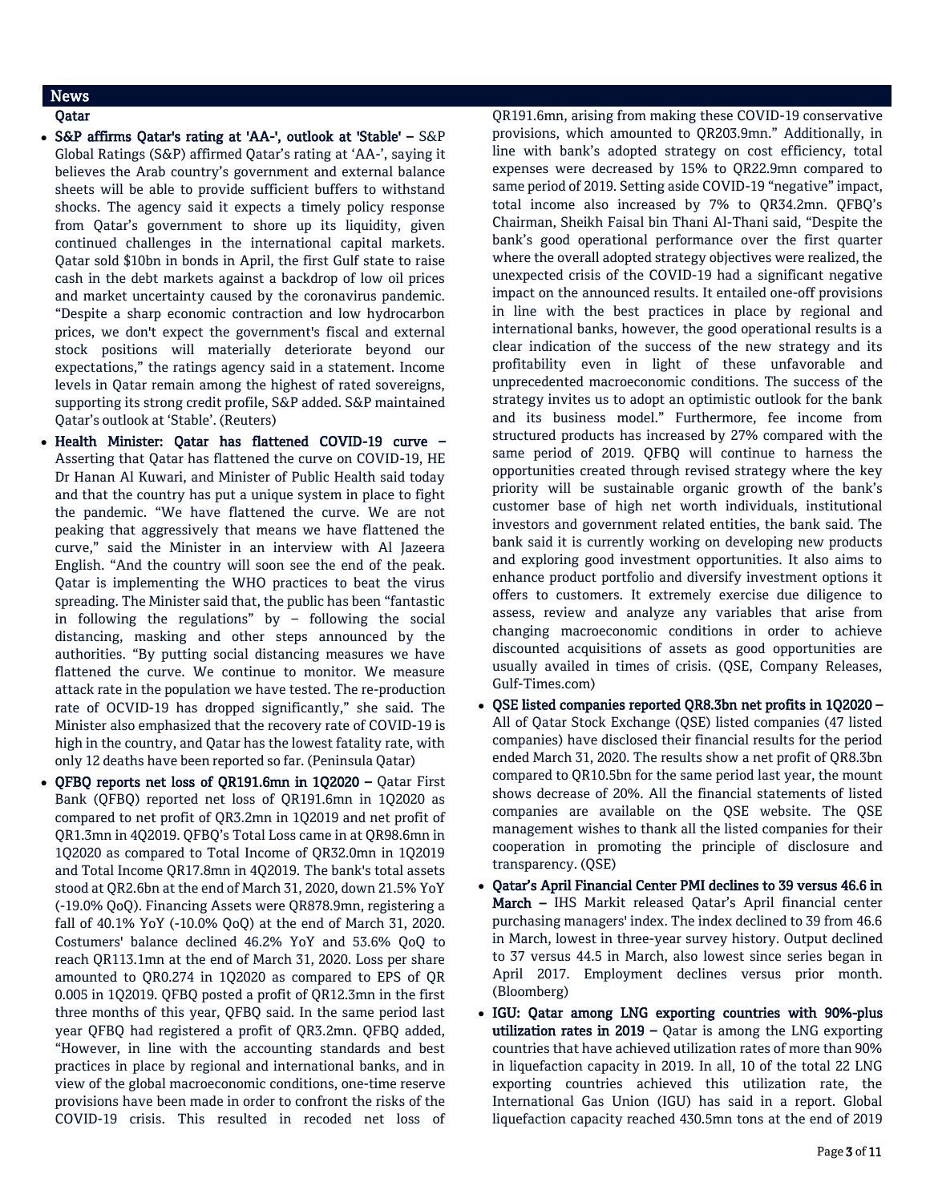## News

### Qatar

- **S&P affirms Qatar's rating at 'AA-', outlook at 'Stable' –** S&P Global Ratings (S&P) affirmed Qatar's rating at 'AA-', saying it believes the Arab country's government and external balance sheets will be able to provide sufficient buffers to withstand shocks. The agency said it expects a timely policy response from Qatar's government to shore up its liquidity, given continued challenges in the international capital markets. Qatar sold $10bn in bonds in April, the first Gulf state to raise cash in the debt markets against a backdrop of low oil prices and market uncertainty caused by the coronavirus pandemic. "Despite a sharp economic contraction and low hydrocarbon prices, we don't expect the government's fiscal and external stock positions will materially deteriorate beyond our expectations," the ratings agency said in a statement. Income levels in Qatar remain among the highest of rated sovereigns, supporting its strong credit profile, S&P added. S&P maintained Qatar's outlook at 'Stable'. (Reuters)
- **Health Minister: Qatar has flattened COVID-19 curve –** Asserting that Qatar has flattened the curve on COVID-19, HE Dr Hanan Al Kuwari, and Minister of Public Health said today and that the country has put a unique system in place to fight the pandemic. "We have flattened the curve. We are not peaking that aggressively that means we have flattened the curve," said the Minister in an interview with Al Jazeera English. "And the country will soon see the end of the peak. Qatar is implementing the WHO practices to beat the virus spreading. The Minister said that, the public has been "fantastic in following the regulations" by – following the social distancing, masking and other steps announced by the authorities. "By putting social distancing measures we have flattened the curve. We continue to monitor. We measure attack rate in the population we have tested. The re-production rate of OCVID-19 has dropped significantly," she said. The Minister also emphasized that the recovery rate of COVID-19 is high in the country, and Qatar has the lowest fatality rate, with only 12 deaths have been reported so far. (Peninsula Qatar)
- **QFBQ reports net loss of QR191.6mn in 1Q2020 –** Qatar First Bank (QFBQ) reported net loss of QR191.6mn in 1Q2020 as compared to net profit of QR3.2mn in 1Q2019 and net profit of QR1.3mn in 4Q2019. QFBQ's Total Loss came in at QR98.6mn in 1Q2020 as compared to Total Income of QR32.0mn in 1Q2019 and Total Income QR17.8mn in 4Q2019. The bank's total assets stood at QR2.6bn at the end of March 31, 2020, down 21.5% YoY (-19.0% QoQ). Financing Assets were QR878.9mn, registering a fall of 40.1% YoY (-10.0% QoQ) at the end of March 31, 2020. Costumers' balance declined 46.2% YoY and 53.6% QoQ to reach QR113.1mn at the end of March 31, 2020. Loss per share amounted to QR0.274 in 1Q2020 as compared to EPS of QR 0.005 in 1Q2019. QFBQ posted a profit of QR12.3mn in the first three months of this year, QFBQ said. In the same period last year QFBQ had registered a profit of QR3.2mn. QFBQ added, "However, in line with the accounting standards and best practices in place by regional and international banks, and in view of the global macroeconomic conditions, one-time reserve provisions have been made in order to confront the risks of the COVID-19 crisis. This resulted in recoded net loss of QR191.6mn, arising from making these COVID-19 conservative provisions, which amounted to QR203.9mn." Additionally, in line with bank's adopted strategy on cost efficiency, total expenses were decreased by 15% to QR22.9mn compared to same period of 2019. Setting aside COVID-19 "negative" impact, total income also increased by 7% to QR34.2mn. QFBQ's Chairman, Sheikh Faisal bin Thani Al-Thani said, "Despite the bank's good operational performance over the first quarter where the overall adopted strategy objectives were realized, the unexpected crisis of the COVID-19 had a significant negative impact on the announced results. It entailed one-off provisions in line with the best practices in place by regional and international banks, however, the good operational results is a clear indication of the success of the new strategy and its profitability even in light of these unfavorable and unprecedented macroeconomic conditions. The success of the strategy invites us to adopt an optimistic outlook for the bank and its business model." Furthermore, fee income from structured products has increased by 27% compared with the same period of 2019. QFBQ will continue to harness the opportunities created through revised strategy where the key priority will be sustainable organic growth of the bank's customer base of high net worth individuals, institutional investors and government related entities, the bank said. The bank said it is currently working on developing new products and exploring good investment opportunities. It also aims to enhance product portfolio and diversify investment options it offers to customers. It extremely exercise due diligence to assess, review and analyze any variables that arise from changing macroeconomic conditions in order to achieve discounted acquisitions of assets as good opportunities are usually availed in times of crisis. (QSE, Company Releases, Gulf-Times.com)
- **QSE listed companies reported QR8.3bn net profits in 1Q2020 –** All of Qatar Stock Exchange (QSE) listed companies (47 listed companies) have disclosed their financial results for the period ended March 31, 2020. The results show a net profit of QR8.3bn compared to QR10.5bn for the same period last year, the mount shows decrease of 20%. All the financial statements of listed companies are available on the QSE website. The QSE management wishes to thank all the listed companies for their cooperation in promoting the principle of disclosure and transparency. (QSE)
- **Qatar's April Financial Center PMI declines to 39 versus 46.6 in March –** IHS Markit released Qatar's April financial center purchasing managers' index. The index declined to 39 from 46.6 in March, lowest in three-year survey history. Output declined to 37 versus 44.5 in March, also lowest since series began in April 2017. Employment declines versus prior month. (Bloomberg)
- **IGU: Qatar among LNG exporting countries with 90%-plus utilization rates in 2019 –** Qatar is among the LNG exporting countries that have achieved utilization rates of more than 90% in liquefaction capacity in 2019. In all, 10 of the total 22 LNG exporting countries achieved this utilization rate, the International Gas Union (IGU) has said in a report. Global liquefaction capacity reached 430.5mn tons at the end of 2019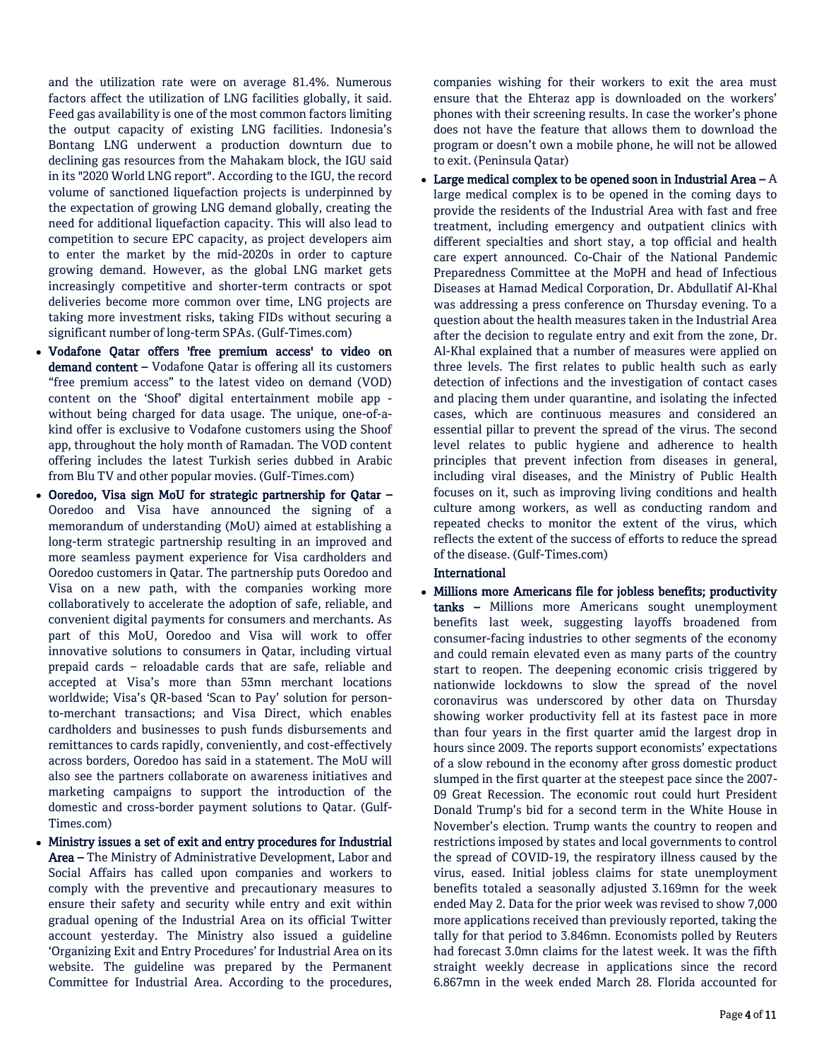and the utilization rate were on average 81.4%. Numerous factors affect the utilization of LNG facilities globally, it said. Feed gas availability is one of the most common factors limiting the output capacity of existing LNG facilities. Indonesia's Bontang LNG underwent a production downturn due to declining gas resources from the Mahakam block, the IGU said in its "2020 World LNG report". According to the IGU, the record volume of sanctioned liquefaction projects is underpinned by the expectation of growing LNG demand globally, creating the need for additional liquefaction capacity. This will also lead to competition to secure EPC capacity, as project developers aim to enter the market by the mid-2020s in order to capture growing demand. However, as the global LNG market gets increasingly competitive and shorter-term contracts or spot deliveries become more common over time, LNG projects are taking more investment risks, taking FIDs without securing a significant number of long-term SPAs. (Gulf-Times.com)

- **Vodafone Qatar offers 'free premium access' to video on demand content –** Vodafone Qatar is offering all its customers "free premium access" to the latest video on demand (VOD) content on the 'Shoof' digital entertainment mobile app - without being charged for data usage. The unique, one-of-a-kind offer is exclusive to Vodafone customers using the Shoof app, throughout the holy month of Ramadan. The VOD content offering includes the latest Turkish series dubbed in Arabic from Blu TV and other popular movies. (Gulf-Times.com)
- **Ooredoo, Visa sign MoU for strategic partnership for Qatar –** Ooredoo and Visa have announced the signing of a memorandum of understanding (MoU) aimed at establishing a long-term strategic partnership resulting in an improved and more seamless payment experience for Visa cardholders and Ooredoo customers in Qatar. The partnership puts Ooredoo and Visa on a new path, with the companies working more collaboratively to accelerate the adoption of safe, reliable, and convenient digital payments for consumers and merchants. As part of this MoU, Ooredoo and Visa will work to offer innovative solutions to consumers in Qatar, including virtual prepaid cards – reloadable cards that are safe, reliable and accepted at Visa's more than 53mn merchant locations worldwide; Visa's QR-based 'Scan to Pay' solution for person-to-merchant transactions; and Visa Direct, which enables cardholders and businesses to push funds disbursements and remittances to cards rapidly, conveniently, and cost-effectively across borders, Ooredoo has said in a statement. The MoU will also see the partners collaborate on awareness initiatives and marketing campaigns to support the introduction of the domestic and cross-border payment solutions to Qatar. (Gulf-Times.com)
- **Ministry issues a set of exit and entry procedures for Industrial Area –** The Ministry of Administrative Development, Labor and Social Affairs has called upon companies and workers to comply with the preventive and precautionary measures to ensure their safety and security while entry and exit within gradual opening of the Industrial Area on its official Twitter account yesterday. The Ministry also issued a guideline 'Organizing Exit and Entry Procedures' for Industrial Area on its website. The guideline was prepared by the Permanent Committee for Industrial Area. According to the procedures, companies wishing for their workers to exit the area must ensure that the Ehteraz app is downloaded on the workers' phones with their screening results. In case the worker's phone does not have the feature that allows them to download the program or doesn't own a mobile phone, he will not be allowed to exit. (Peninsula Qatar)
- **Large medical complex to be opened soon in Industrial Area –** A large medical complex is to be opened in the coming days to provide the residents of the Industrial Area with fast and free treatment, including emergency and outpatient clinics with different specialties and short stay, a top official and health care expert announced. Co-Chair of the National Pandemic Preparedness Committee at the MoPH and head of Infectious Diseases at Hamad Medical Corporation, Dr. Abdullatif Al-Khal was addressing a press conference on Thursday evening. To a question about the health measures taken in the Industrial Area after the decision to regulate entry and exit from the zone, Dr. Al-Khal explained that a number of measures were applied on three levels. The first relates to public health such as early detection of infections and the investigation of contact cases and placing them under quarantine, and isolating the infected cases, which are continuous measures and considered an essential pillar to prevent the spread of the virus. The second level relates to public hygiene and adherence to health principles that prevent infection from diseases in general, including viral diseases, and the Ministry of Public Health focuses on it, such as improving living conditions and health culture among workers, as well as conducting random and repeated checks to monitor the extent of the virus, which reflects the extent of the success of efforts to reduce the spread of the disease. (Gulf-Times.com)

## International

- **Millions more Americans file for jobless benefits; productivity tanks –** Millions more Americans sought unemployment benefits last week, suggesting layoffs broadened from consumer-facing industries to other segments of the economy and could remain elevated even as many parts of the country start to reopen. The deepening economic crisis triggered by nationwide lockdowns to slow the spread of the novel coronavirus was underscored by other data on Thursday showing worker productivity fell at its fastest pace in more than four years in the first quarter amid the largest drop in hours since 2009. The reports support economists' expectations of a slow rebound in the economy after gross domestic product slumped in the first quarter at the steepest pace since the 2007-09 Great Recession. The economic rout could hurt President Donald Trump's bid for a second term in the White House in November's election. Trump wants the country to reopen and restrictions imposed by states and local governments to control the spread of COVID-19, the respiratory illness caused by the virus, eased. Initial jobless claims for state unemployment benefits totaled a seasonally adjusted 3.169mn for the week ended May 2. Data for the prior week was revised to show 7,000 more applications received than previously reported, taking the tally for that period to 3.846mn. Economists polled by Reuters had forecast 3.0mn claims for the latest week. It was the fifth straight weekly decrease in applications since the record 6.867mn in the week ended March 28. Florida accounted for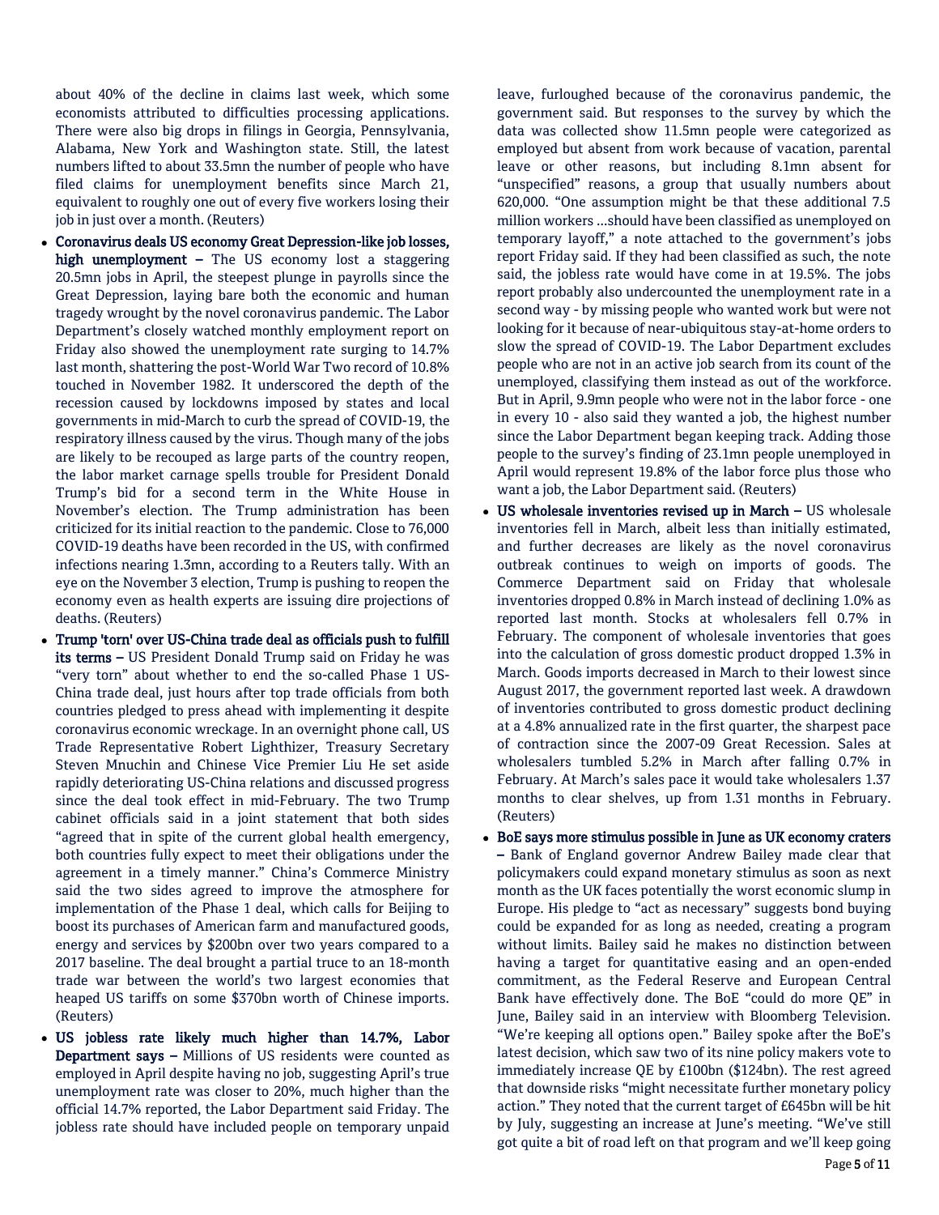about 40% of the decline in claims last week, which some economists attributed to difficulties processing applications. There were also big drops in filings in Georgia, Pennsylvania, Alabama, New York and Washington state. Still, the latest numbers lifted to about 33.5mn the number of people who have filed claims for unemployment benefits since March 21, equivalent to roughly one out of every five workers losing their job in just over a month. (Reuters)

- **Coronavirus deals US economy Great Depression-like job losses, high unemployment –** The US economy lost a staggering 20.5mn jobs in April, the steepest plunge in payrolls since the Great Depression, laying bare both the economic and human tragedy wrought by the novel coronavirus pandemic. The Labor Department's closely watched monthly employment report on Friday also showed the unemployment rate surging to 14.7% last month, shattering the post-World War Two record of 10.8% touched in November 1982. It underscored the depth of the recession caused by lockdowns imposed by states and local governments in mid-March to curb the spread of COVID-19, the respiratory illness caused by the virus. Though many of the jobs are likely to be recouped as large parts of the country reopen, the labor market carnage spells trouble for President Donald Trump's bid for a second term in the White House in November's election. The Trump administration has been criticized for its initial reaction to the pandemic. Close to 76,000 COVID-19 deaths have been recorded in the US, with confirmed infections nearing 1.3mn, according to a Reuters tally. With an eye on the November 3 election, Trump is pushing to reopen the economy even as health experts are issuing dire projections of deaths. (Reuters)
- **Trump 'torn' over US-China trade deal as officials push to fulfill its terms –** US President Donald Trump said on Friday he was "very torn" about whether to end the so-called Phase 1 US-China trade deal, just hours after top trade officials from both countries pledged to press ahead with implementing it despite coronavirus economic wreckage. In an overnight phone call, US Trade Representative Robert Lighthizer, Treasury Secretary Steven Mnuchin and Chinese Vice Premier Liu He set aside rapidly deteriorating US-China relations and discussed progress since the deal took effect in mid-February. The two Trump cabinet officials said in a joint statement that both sides "agreed that in spite of the current global health emergency, both countries fully expect to meet their obligations under the agreement in a timely manner." China's Commerce Ministry said the two sides agreed to improve the atmosphere for implementation of the Phase 1 deal, which calls for Beijing to boost its purchases of American farm and manufactured goods, energy and services by $200bn over two years compared to a 2017 baseline. The deal brought a partial truce to an 18-month trade war between the world's two largest economies that heaped US tariffs on some $370bn worth of Chinese imports. (Reuters)
- **US jobless rate likely much higher than 14.7%, Labor Department says –** Millions of US residents were counted as employed in April despite having no job, suggesting April's true unemployment rate was closer to 20%, much higher than the official 14.7% reported, the Labor Department said Friday. The jobless rate should have included people on temporary unpaid leave, furloughed because of the coronavirus pandemic, the government said. But responses to the survey by which the data was collected show 11.5mn people were categorized as employed but absent from work because of vacation, parental leave or other reasons, but including 8.1mn absent for "unspecified" reasons, a group that usually numbers about 620,000. "One assumption might be that these additional 7.5 million workers …should have been classified as unemployed on temporary layoff," a note attached to the government's jobs report Friday said. If they had been classified as such, the note said, the jobless rate would have come in at 19.5%. The jobs report probably also undercounted the unemployment rate in a second way - by missing people who wanted work but were not looking for it because of near-ubiquitous stay-at-home orders to slow the spread of COVID-19. The Labor Department excludes people who are not in an active job search from its count of the unemployed, classifying them instead as out of the workforce. But in April, 9.9mn people who were not in the labor force - one in every 10 - also said they wanted a job, the highest number since the Labor Department began keeping track. Adding those people to the survey's finding of 23.1mn people unemployed in April would represent 19.8% of the labor force plus those who want a job, the Labor Department said. (Reuters)
- **US wholesale inventories revised up in March –** US wholesale inventories fell in March, albeit less than initially estimated, and further decreases are likely as the novel coronavirus outbreak continues to weigh on imports of goods. The Commerce Department said on Friday that wholesale inventories dropped 0.8% in March instead of declining 1.0% as reported last month. Stocks at wholesalers fell 0.7% in February. The component of wholesale inventories that goes into the calculation of gross domestic product dropped 1.3% in March. Goods imports decreased in March to their lowest since August 2017, the government reported last week. A drawdown of inventories contributed to gross domestic product declining at a 4.8% annualized rate in the first quarter, the sharpest pace of contraction since the 2007-09 Great Recession. Sales at wholesalers tumbled 5.2% in March after falling 0.7% in February. At March's sales pace it would take wholesalers 1.37 months to clear shelves, up from 1.31 months in February. (Reuters)
- **BoE says more stimulus possible in June as UK economy craters –** Bank of England governor Andrew Bailey made clear that policymakers could expand monetary stimulus as soon as next month as the UK faces potentially the worst economic slump in Europe. His pledge to "act as necessary" suggests bond buying could be expanded for as long as needed, creating a program without limits. Bailey said he makes no distinction between having a target for quantitative easing and an open-ended commitment, as the Federal Reserve and European Central Bank have effectively done. The BoE "could do more QE" in June, Bailey said in an interview with Bloomberg Television. "We're keeping all options open." Bailey spoke after the BoE's latest decision, which saw two of its nine policy makers vote to immediately increase QE by £100bn ($124bn). The rest agreed that downside risks "might necessitate further monetary policy action." They noted that the current target of £645bn will be hit by July, suggesting an increase at June's meeting. "We've still got quite a bit of road left on that program and we'll keep going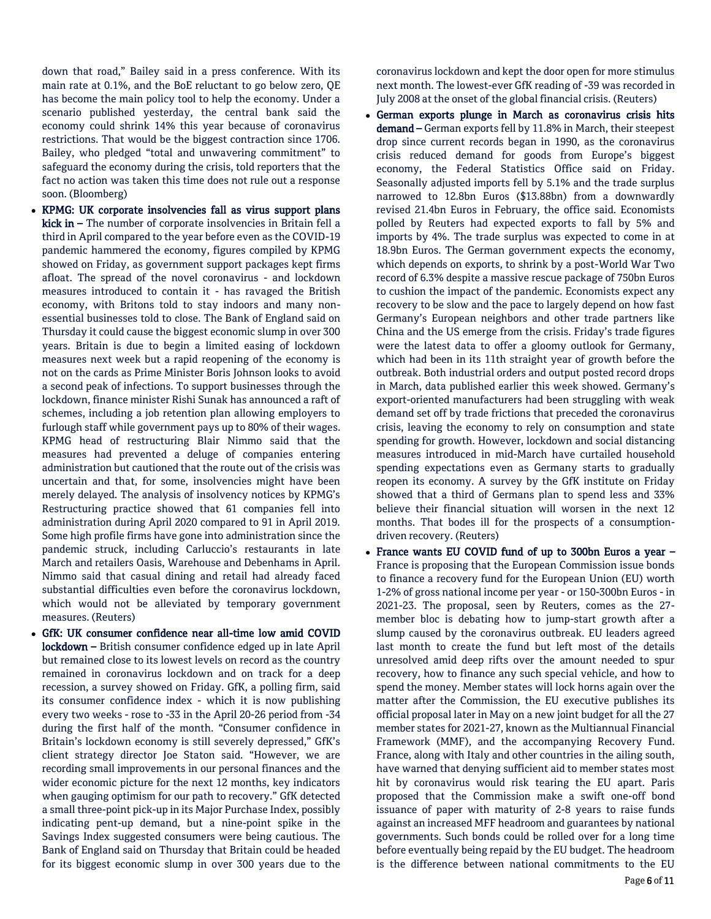down that road," Bailey said in a press conference. With its main rate at 0.1%, and the BoE reluctant to go below zero, QE has become the main policy tool to help the economy. Under a scenario published yesterday, the central bank said the economy could shrink 14% this year because of coronavirus restrictions. That would be the biggest contraction since 1706. Bailey, who pledged "total and unwavering commitment" to safeguard the economy during the crisis, told reporters that the fact no action was taken this time does not rule out a response soon. (Bloomberg)

- **KPMG: UK corporate insolvencies fall as virus support plans kick in –** The number of corporate insolvencies in Britain fell a third in April compared to the year before even as the COVID-19 pandemic hammered the economy, figures compiled by KPMG showed on Friday, as government support packages kept firms afloat. The spread of the novel coronavirus - and lockdown measures introduced to contain it - has ravaged the British economy, with Britons told to stay indoors and many non-essential businesses told to close. The Bank of England said on Thursday it could cause the biggest economic slump in over 300 years. Britain is due to begin a limited easing of lockdown measures next week but a rapid reopening of the economy is not on the cards as Prime Minister Boris Johnson looks to avoid a second peak of infections. To support businesses through the lockdown, finance minister Rishi Sunak has announced a raft of schemes, including a job retention plan allowing employers to furlough staff while government pays up to 80% of their wages. KPMG head of restructuring Blair Nimmo said that the measures had prevented a deluge of companies entering administration but cautioned that the route out of the crisis was uncertain and that, for some, insolvencies might have been merely delayed. The analysis of insolvency notices by KPMG's Restructuring practice showed that 61 companies fell into administration during April 2020 compared to 91 in April 2019. Some high profile firms have gone into administration since the pandemic struck, including Carluccio's restaurants in late March and retailers Oasis, Warehouse and Debenhams in April. Nimmo said that casual dining and retail had already faced substantial difficulties even before the coronavirus lockdown, which would not be alleviated by temporary government measures. (Reuters)
- **GfK: UK consumer confidence near all-time low amid COVID lockdown –** British consumer confidence edged up in late April but remained close to its lowest levels on record as the country remained in coronavirus lockdown and on track for a deep recession, a survey showed on Friday. GfK, a polling firm, said its consumer confidence index - which it is now publishing every two weeks - rose to -33 in the April 20-26 period from -34 during the first half of the month. "Consumer confidence in Britain's lockdown economy is still severely depressed," GfK's client strategy director Joe Staton said. "However, we are recording small improvements in our personal finances and the wider economic picture for the next 12 months, key indicators when gauging optimism for our path to recovery." GfK detected a small three-point pick-up in its Major Purchase Index, possibly indicating pent-up demand, but a nine-point spike in the Savings Index suggested consumers were being cautious. The Bank of England said on Thursday that Britain could be headed for its biggest economic slump in over 300 years due to the coronavirus lockdown and kept the door open for more stimulus next month. The lowest-ever GfK reading of -39 was recorded in July 2008 at the onset of the global financial crisis. (Reuters)
- **German exports plunge in March as coronavirus crisis hits demand –** German exports fell by 11.8% in March, their steepest drop since current records began in 1990, as the coronavirus crisis reduced demand for goods from Europe's biggest economy, the Federal Statistics Office said on Friday. Seasonally adjusted imports fell by 5.1% and the trade surplus narrowed to 12.8bn Euros ($13.88bn) from a downwardly revised 21.4bn Euros in February, the office said. Economists polled by Reuters had expected exports to fall by 5% and imports by 4%. The trade surplus was expected to come in at 18.9bn Euros. The German government expects the economy, which depends on exports, to shrink by a post-World War Two record of 6.3% despite a massive rescue package of 750bn Euros to cushion the impact of the pandemic. Economists expect any recovery to be slow and the pace to largely depend on how fast Germany's European neighbors and other trade partners like China and the US emerge from the crisis. Friday's trade figures were the latest data to offer a gloomy outlook for Germany, which had been in its 11th straight year of growth before the outbreak. Both industrial orders and output posted record drops in March, data published earlier this week showed. Germany's export-oriented manufacturers had been struggling with weak demand set off by trade frictions that preceded the coronavirus crisis, leaving the economy to rely on consumption and state spending for growth. However, lockdown and social distancing measures introduced in mid-March have curtailed household spending expectations even as Germany starts to gradually reopen its economy. A survey by the GfK institute on Friday showed that a third of Germans plan to spend less and 33% believe their financial situation will worsen in the next 12 months. That bodes ill for the prospects of a consumption-driven recovery. (Reuters)
- **France wants EU COVID fund of up to 300bn Euros a year –** France is proposing that the European Commission issue bonds to finance a recovery fund for the European Union (EU) worth 1-2% of gross national income per year - or 150-300bn Euros - in 2021-23. The proposal, seen by Reuters, comes as the 27-member bloc is debating how to jump-start growth after a slump caused by the coronavirus outbreak. EU leaders agreed last month to create the fund but left most of the details unresolved amid deep rifts over the amount needed to spur recovery, how to finance any such special vehicle, and how to spend the money. Member states will lock horns again over the matter after the Commission, the EU executive publishes its official proposal later in May on a new joint budget for all the 27 member states for 2021-27, known as the Multiannual Financial Framework (MMF), and the accompanying Recovery Fund. France, along with Italy and other countries in the ailing south, have warned that denying sufficient aid to member states most hit by coronavirus would risk tearing the EU apart. Paris proposed that the Commission make a swift one-off bond issuance of paper with maturity of 2-8 years to raise funds against an increased MFF headroom and guarantees by national governments. Such bonds could be rolled over for a long time before eventually being repaid by the EU budget. The headroom is the difference between national commitments to the EU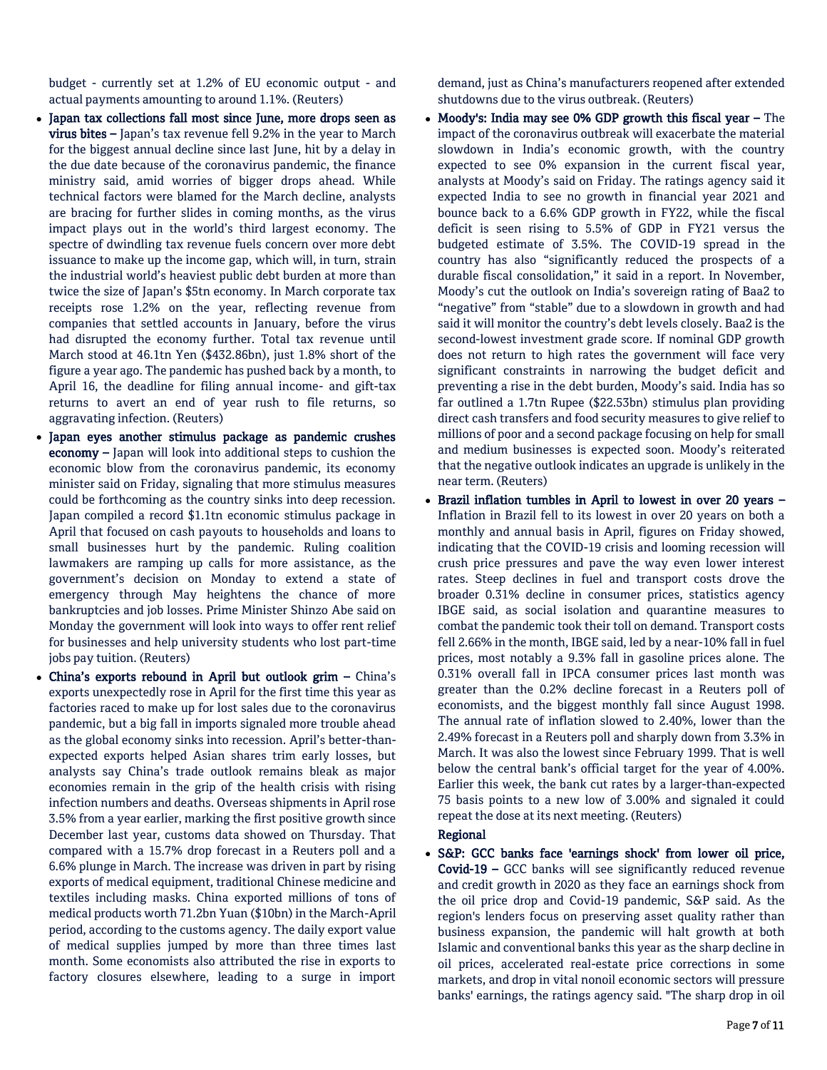budget - currently set at 1.2% of EU economic output - and actual payments amounting to around 1.1%. (Reuters)

- **Japan tax collections fall most since June, more drops seen as virus bites –** Japan's tax revenue fell 9.2% in the year to March for the biggest annual decline since last June, hit by a delay in the due date because of the coronavirus pandemic, the finance ministry said, amid worries of bigger drops ahead. While technical factors were blamed for the March decline, analysts are bracing for further slides in coming months, as the virus impact plays out in the world's third largest economy. The spectre of dwindling tax revenue fuels concern over more debt issuance to make up the income gap, which will, in turn, strain the industrial world's heaviest public debt burden at more than twice the size of Japan's $5tn economy. In March corporate tax receipts rose 1.2% on the year, reflecting revenue from companies that settled accounts in January, before the virus had disrupted the economy further. Total tax revenue until March stood at 46.1tn Yen ($432.86bn), just 1.8% short of the figure a year ago. The pandemic has pushed back by a month, to April 16, the deadline for filing annual income- and gift-tax returns to avert an end of year rush to file returns, so aggravating infection. (Reuters)
- **Japan eyes another stimulus package as pandemic crushes economy –** Japan will look into additional steps to cushion the economic blow from the coronavirus pandemic, its economy minister said on Friday, signaling that more stimulus measures could be forthcoming as the country sinks into deep recession. Japan compiled a record $1.1tn economic stimulus package in April that focused on cash payouts to households and loans to small businesses hurt by the pandemic. Ruling coalition lawmakers are ramping up calls for more assistance, as the government's decision on Monday to extend a state of emergency through May heightens the chance of more bankruptcies and job losses. Prime Minister Shinzo Abe said on Monday the government will look into ways to offer rent relief for businesses and help university students who lost part-time jobs pay tuition. (Reuters)
- **China's exports rebound in April but outlook grim –** China's exports unexpectedly rose in April for the first time this year as factories raced to make up for lost sales due to the coronavirus pandemic, but a big fall in imports signaled more trouble ahead as the global economy sinks into recession. April's better-than-expected exports helped Asian shares trim early losses, but analysts say China's trade outlook remains bleak as major economies remain in the grip of the health crisis with rising infection numbers and deaths. Overseas shipments in April rose 3.5% from a year earlier, marking the first positive growth since December last year, customs data showed on Thursday. That compared with a 15.7% drop forecast in a Reuters poll and a 6.6% plunge in March. The increase was driven in part by rising exports of medical equipment, traditional Chinese medicine and textiles including masks. China exported millions of tons of medical products worth 71.2bn Yuan ($10bn) in the March-April period, according to the customs agency. The daily export value of medical supplies jumped by more than three times last month. Some economists also attributed the rise in exports to factory closures elsewhere, leading to a surge in import demand, just as China's manufacturers reopened after extended shutdowns due to the virus outbreak. (Reuters)
- **Moody's: India may see 0% GDP growth this fiscal year –** The impact of the coronavirus outbreak will exacerbate the material slowdown in India's economic growth, with the country expected to see 0% expansion in the current fiscal year, analysts at Moody's said on Friday. The ratings agency said it expected India to see no growth in financial year 2021 and bounce back to a 6.6% GDP growth in FY22, while the fiscal deficit is seen rising to 5.5% of GDP in FY21 versus the budgeted estimate of 3.5%. The COVID-19 spread in the country has also "significantly reduced the prospects of a durable fiscal consolidation," it said in a report. In November, Moody's cut the outlook on India's sovereign rating of Baa2 to "negative" from "stable" due to a slowdown in growth and had said it will monitor the country's debt levels closely. Baa2 is the second-lowest investment grade score. If nominal GDP growth does not return to high rates the government will face very significant constraints in narrowing the budget deficit and preventing a rise in the debt burden, Moody's said. India has so far outlined a 1.7tn Rupee ($22.53bn) stimulus plan providing direct cash transfers and food security measures to give relief to millions of poor and a second package focusing on help for small and medium businesses is expected soon. Moody's reiterated that the negative outlook indicates an upgrade is unlikely in the near term. (Reuters)
- **Brazil inflation tumbles in April to lowest in over 20 years –** Inflation in Brazil fell to its lowest in over 20 years on both a monthly and annual basis in April, figures on Friday showed, indicating that the COVID-19 crisis and looming recession will crush price pressures and pave the way even lower interest rates. Steep declines in fuel and transport costs drove the broader 0.31% decline in consumer prices, statistics agency IBGE said, as social isolation and quarantine measures to combat the pandemic took their toll on demand. Transport costs fell 2.66% in the month, IBGE said, led by a near-10% fall in fuel prices, most notably a 9.3% fall in gasoline prices alone. The 0.31% overall fall in IPCA consumer prices last month was greater than the 0.2% decline forecast in a Reuters poll of economists, and the biggest monthly fall since August 1998. The annual rate of inflation slowed to 2.40%, lower than the 2.49% forecast in a Reuters poll and sharply down from 3.3% in March. It was also the lowest since February 1999. That is well below the central bank's official target for the year of 4.00%. Earlier this week, the bank cut rates by a larger-than-expected 75 basis points to a new low of 3.00% and signaled it could repeat the dose at its next meeting. (Reuters)

**Regional**

- **S&P: GCC banks face 'earnings shock' from lower oil price, Covid-19 –** GCC banks will see significantly reduced revenue and credit growth in 2020 as they face an earnings shock from the oil price drop and Covid-19 pandemic, S&P said. As the region's lenders focus on preserving asset quality rather than business expansion, the pandemic will halt growth at both Islamic and conventional banks this year as the sharp decline in oil prices, accelerated real-estate price corrections in some markets, and drop in vital nonoil economic sectors will pressure banks' earnings, the ratings agency said. "The sharp drop in oil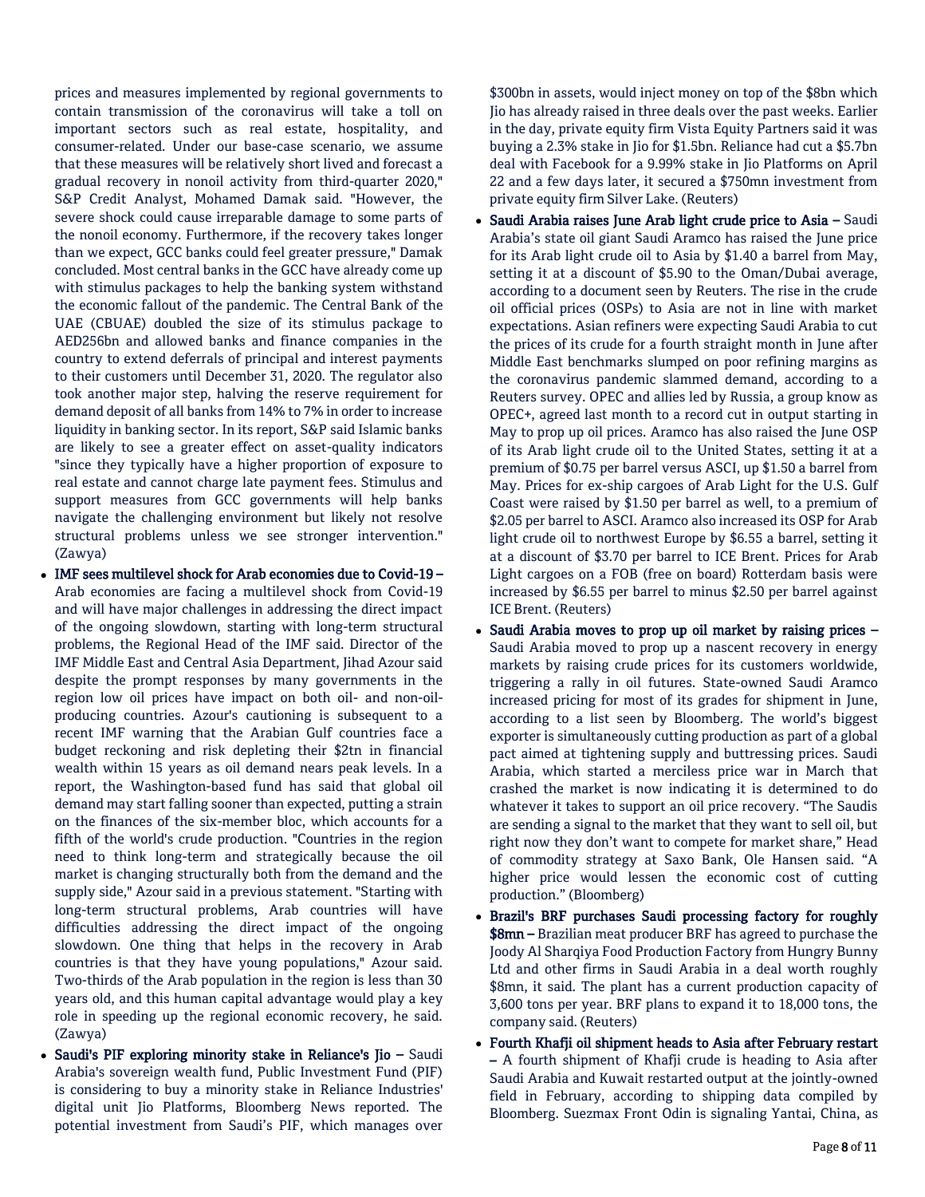prices and measures implemented by regional governments to contain transmission of the coronavirus will take a toll on important sectors such as real estate, hospitality, and consumer-related. Under our base-case scenario, we assume that these measures will be relatively short lived and forecast a gradual recovery in nonoil activity from third-quarter 2020," S&P Credit Analyst, Mohamed Damak said. "However, the severe shock could cause irreparable damage to some parts of the nonoil economy. Furthermore, if the recovery takes longer than we expect, GCC banks could feel greater pressure," Damak concluded. Most central banks in the GCC have already come up with stimulus packages to help the banking system withstand the economic fallout of the pandemic. The Central Bank of the UAE (CBUAE) doubled the size of its stimulus package to AED256bn and allowed banks and finance companies in the country to extend deferrals of principal and interest payments to their customers until December 31, 2020. The regulator also took another major step, halving the reserve requirement for demand deposit of all banks from 14% to 7% in order to increase liquidity in banking sector. In its report, S&P said Islamic banks are likely to see a greater effect on asset-quality indicators "since they typically have a higher proportion of exposure to real estate and cannot charge late payment fees. Stimulus and support measures from GCC governments will help banks navigate the challenging environment but likely not resolve structural problems unless we see stronger intervention." (Zawya)

- **IMF sees multilevel shock for Arab economies due to Covid-19 –** Arab economies are facing a multilevel shock from Covid-19 and will have major challenges in addressing the direct impact of the ongoing slowdown, starting with long-term structural problems, the Regional Head of the IMF said. Director of the IMF Middle East and Central Asia Department, Jihad Azour said despite the prompt responses by many governments in the region low oil prices have impact on both oil- and non-oil-producing countries. Azour's cautioning is subsequent to a recent IMF warning that the Arabian Gulf countries face a budget reckoning and risk depleting their $2tn in financial wealth within 15 years as oil demand nears peak levels. In a report, the Washington-based fund has said that global oil demand may start falling sooner than expected, putting a strain on the finances of the six-member bloc, which accounts for a fifth of the world's crude production. "Countries in the region need to think long-term and strategically because the oil market is changing structurally both from the demand and the supply side," Azour said in a previous statement. "Starting with long-term structural problems, Arab countries will have difficulties addressing the direct impact of the ongoing slowdown. One thing that helps in the recovery in Arab countries is that they have young populations," Azour said. Two-thirds of the Arab population in the region is less than 30 years old, and this human capital advantage would play a key role in speeding up the regional economic recovery, he said. (Zawya)
- **Saudi's PIF exploring minority stake in Reliance's Jio –** Saudi Arabia's sovereign wealth fund, Public Investment Fund (PIF) is considering to buy a minority stake in Reliance Industries' digital unit Jio Platforms, Bloomberg News reported. The potential investment from Saudi's PIF, which manages over $300bn in assets, would inject money on top of the $8bn which Jio has already raised in three deals over the past weeks. Earlier in the day, private equity firm Vista Equity Partners said it was buying a 2.3% stake in Jio for $1.5bn. Reliance had cut a $5.7bn deal with Facebook for a 9.99% stake in Jio Platforms on April 22 and a few days later, it secured a $750mn investment from private equity firm Silver Lake. (Reuters)
- **Saudi Arabia raises June Arab light crude price to Asia –** Saudi Arabia's state oil giant Saudi Aramco has raised the June price for its Arab light crude oil to Asia by $1.40 a barrel from May, setting it at a discount of $5.90 to the Oman/Dubai average, according to a document seen by Reuters. The rise in the crude oil official prices (OSPs) to Asia are not in line with market expectations. Asian refiners were expecting Saudi Arabia to cut the prices of its crude for a fourth straight month in June after Middle East benchmarks slumped on poor refining margins as the coronavirus pandemic slammed demand, according to a Reuters survey. OPEC and allies led by Russia, a group know as OPEC+, agreed last month to a record cut in output starting in May to prop up oil prices. Aramco has also raised the June OSP of its Arab light crude oil to the United States, setting it at a premium of $0.75 per barrel versus ASCI, up $1.50 a barrel from May. Prices for ex-ship cargoes of Arab Light for the U.S. Gulf Coast were raised by $1.50 per barrel as well, to a premium of $2.05 per barrel to ASCI. Aramco also increased its OSP for Arab light crude oil to northwest Europe by $6.55 a barrel, setting it at a discount of $3.70 per barrel to ICE Brent. Prices for Arab Light cargoes on a FOB (free on board) Rotterdam basis were increased by $6.55 per barrel to minus $2.50 per barrel against ICE Brent. (Reuters)
- **Saudi Arabia moves to prop up oil market by raising prices –** Saudi Arabia moved to prop up a nascent recovery in energy markets by raising crude prices for its customers worldwide, triggering a rally in oil futures. State-owned Saudi Aramco increased pricing for most of its grades for shipment in June, according to a list seen by Bloomberg. The world's biggest exporter is simultaneously cutting production as part of a global pact aimed at tightening supply and buttressing prices. Saudi Arabia, which started a merciless price war in March that crashed the market is now indicating it is determined to do whatever it takes to support an oil price recovery. "The Saudis are sending a signal to the market that they want to sell oil, but right now they don't want to compete for market share," Head of commodity strategy at Saxo Bank, Ole Hansen said. "A higher price would lessen the economic cost of cutting production." (Bloomberg)
- **Brazil's BRF purchases Saudi processing factory for roughly $8mn –** Brazilian meat producer BRF has agreed to purchase the Joody Al Sharqiya Food Production Factory from Hungry Bunny Ltd and other firms in Saudi Arabia in a deal worth roughly $8mn, it said. The plant has a current production capacity of 3,600 tons per year. BRF plans to expand it to 18,000 tons, the company said. (Reuters)
- **Fourth Khafji oil shipment heads to Asia after February restart –** A fourth shipment of Khafji crude is heading to Asia after Saudi Arabia and Kuwait restarted output at the jointly-owned field in February, according to shipping data compiled by Bloomberg. Suezmax Front Odin is signaling Yantai, China, as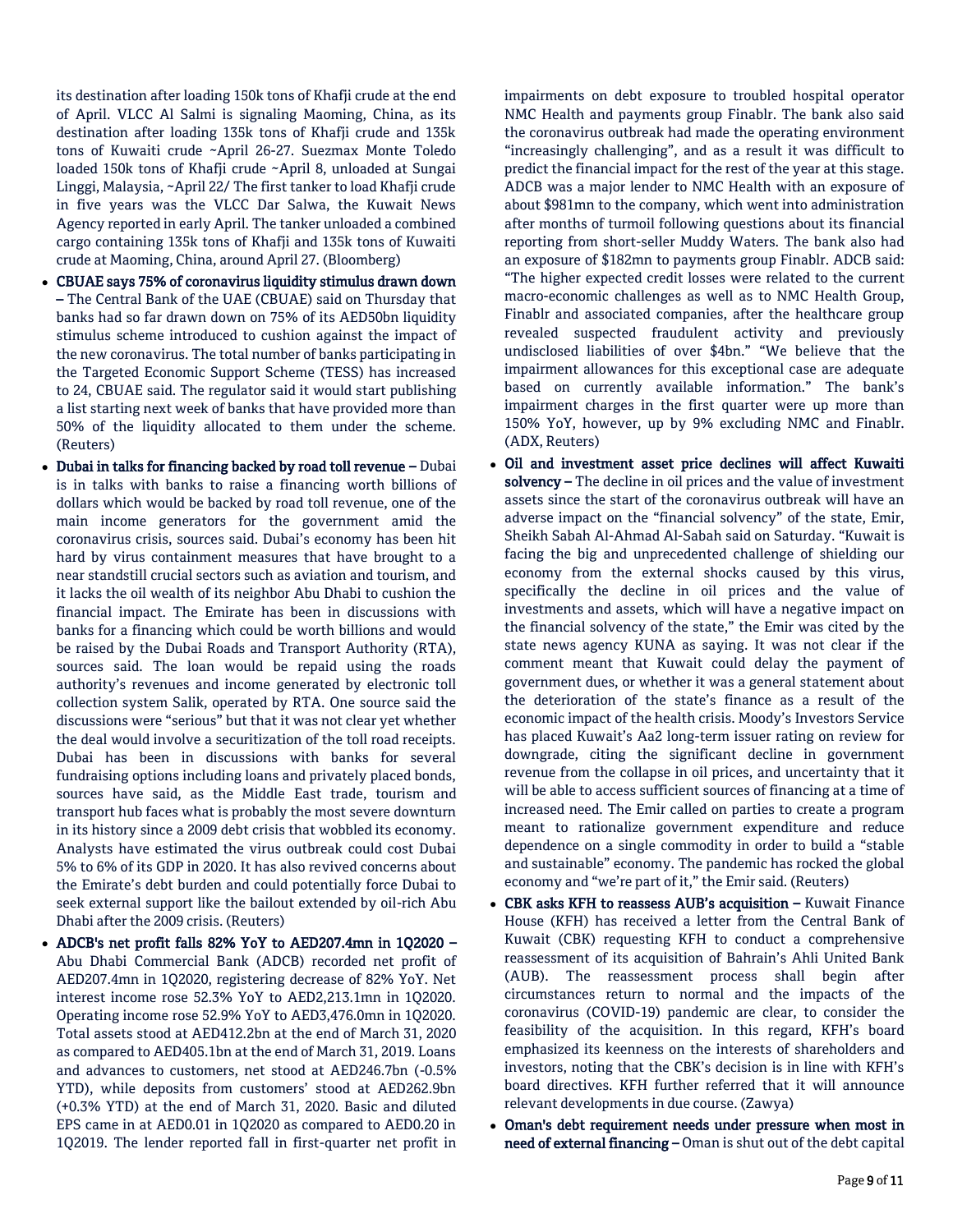its destination after loading 150k tons of Khafji crude at the end of April. VLCC Al Salmi is signaling Maoming, China, as its destination after loading 135k tons of Khafji crude and 135k tons of Kuwaiti crude ~April 26-27. Suezmax Monte Toledo loaded 150k tons of Khafji crude ~April 8, unloaded at Sungai Linggi, Malaysia, ~April 22/ The first tanker to load Khafji crude in five years was the VLCC Dar Salwa, the Kuwait News Agency reported in early April. The tanker unloaded a combined cargo containing 135k tons of Khafji and 135k tons of Kuwaiti crude at Maoming, China, around April 27. (Bloomberg)

- **CBUAE says 75% of coronavirus liquidity stimulus drawn down –** The Central Bank of the UAE (CBUAE) said on Thursday that banks had so far drawn down on 75% of its AED50bn liquidity stimulus scheme introduced to cushion against the impact of the new coronavirus. The total number of banks participating in the Targeted Economic Support Scheme (TESS) has increased to 24, CBUAE said. The regulator said it would start publishing a list starting next week of banks that have provided more than 50% of the liquidity allocated to them under the scheme. (Reuters)
- **Dubai in talks for financing backed by road toll revenue –** Dubai is in talks with banks to raise a financing worth billions of dollars which would be backed by road toll revenue, one of the main income generators for the government amid the coronavirus crisis, sources said. Dubai's economy has been hit hard by virus containment measures that have brought to a near standstill crucial sectors such as aviation and tourism, and it lacks the oil wealth of its neighbor Abu Dhabi to cushion the financial impact. The Emirate has been in discussions with banks for a financing which could be worth billions and would be raised by the Dubai Roads and Transport Authority (RTA), sources said. The loan would be repaid using the roads authority's revenues and income generated by electronic toll collection system Salik, operated by RTA. One source said the discussions were "serious" but that it was not clear yet whether the deal would involve a securitization of the toll road receipts. Dubai has been in discussions with banks for several fundraising options including loans and privately placed bonds, sources have said, as the Middle East trade, tourism and transport hub faces what is probably the most severe downturn in its history since a 2009 debt crisis that wobbled its economy. Analysts have estimated the virus outbreak could cost Dubai 5% to 6% of its GDP in 2020. It has also revived concerns about the Emirate's debt burden and could potentially force Dubai to seek external support like the bailout extended by oil-rich Abu Dhabi after the 2009 crisis. (Reuters)
- **ADCB's net profit falls 82% YoY to AED207.4mn in 1Q2020 –** Abu Dhabi Commercial Bank (ADCB) recorded net profit of AED207.4mn in 1Q2020, registering decrease of 82% YoY. Net interest income rose 52.3% YoY to AED2,213.1mn in 1Q2020. Operating income rose 52.9% YoY to AED3,476.0mn in 1Q2020. Total assets stood at AED412.2bn at the end of March 31, 2020 as compared to AED405.1bn at the end of March 31, 2019. Loans and advances to customers, net stood at AED246.7bn (-0.5% YTD), while deposits from customers' stood at AED262.9bn (+0.3% YTD) at the end of March 31, 2020. Basic and diluted EPS came in at AED0.01 in 1Q2020 as compared to AED0.20 in 1Q2019. The lender reported fall in first-quarter net profit in impairments on debt exposure to troubled hospital operator NMC Health and payments group Finablr. The bank also said the coronavirus outbreak had made the operating environment "increasingly challenging", and as a result it was difficult to predict the financial impact for the rest of the year at this stage. ADCB was a major lender to NMC Health with an exposure of about $981mn to the company, which went into administration after months of turmoil following questions about its financial reporting from short-seller Muddy Waters. The bank also had an exposure of $182mn to payments group Finablr. ADCB said: "The higher expected credit losses were related to the current macro-economic challenges as well as to NMC Health Group, Finablr and associated companies, after the healthcare group revealed suspected fraudulent activity and previously undisclosed liabilities of over $4bn." "We believe that the impairment allowances for this exceptional case are adequate based on currently available information." The bank's impairment charges in the first quarter were up more than 150% YoY, however, up by 9% excluding NMC and Finablr. (ADX, Reuters)
- **Oil and investment asset price declines will affect Kuwaiti solvency –** The decline in oil prices and the value of investment assets since the start of the coronavirus outbreak will have an adverse impact on the "financial solvency" of the state, Emir, Sheikh Sabah Al-Ahmad Al-Sabah said on Saturday. "Kuwait is facing the big and unprecedented challenge of shielding our economy from the external shocks caused by this virus, specifically the decline in oil prices and the value of investments and assets, which will have a negative impact on the financial solvency of the state," the Emir was cited by the state news agency KUNA as saying. It was not clear if the comment meant that Kuwait could delay the payment of government dues, or whether it was a general statement about the deterioration of the state's finance as a result of the economic impact of the health crisis. Moody's Investors Service has placed Kuwait's Aa2 long-term issuer rating on review for downgrade, citing the significant decline in government revenue from the collapse in oil prices, and uncertainty that it will be able to access sufficient sources of financing at a time of increased need. The Emir called on parties to create a program meant to rationalize government expenditure and reduce dependence on a single commodity in order to build a "stable and sustainable" economy. The pandemic has rocked the global economy and "we're part of it," the Emir said. (Reuters)
- **CBK asks KFH to reassess AUB's acquisition –** Kuwait Finance House (KFH) has received a letter from the Central Bank of Kuwait (CBK) requesting KFH to conduct a comprehensive reassessment of its acquisition of Bahrain's Ahli United Bank (AUB). The reassessment process shall begin after circumstances return to normal and the impacts of the coronavirus (COVID-19) pandemic are clear, to consider the feasibility of the acquisition. In this regard, KFH's board emphasized its keenness on the interests of shareholders and investors, noting that the CBK's decision is in line with KFH's board directives. KFH further referred that it will announce relevant developments in due course. (Zawya)
- **Oman's debt requirement needs under pressure when most in need of external financing –** Oman is shut out of the debt capital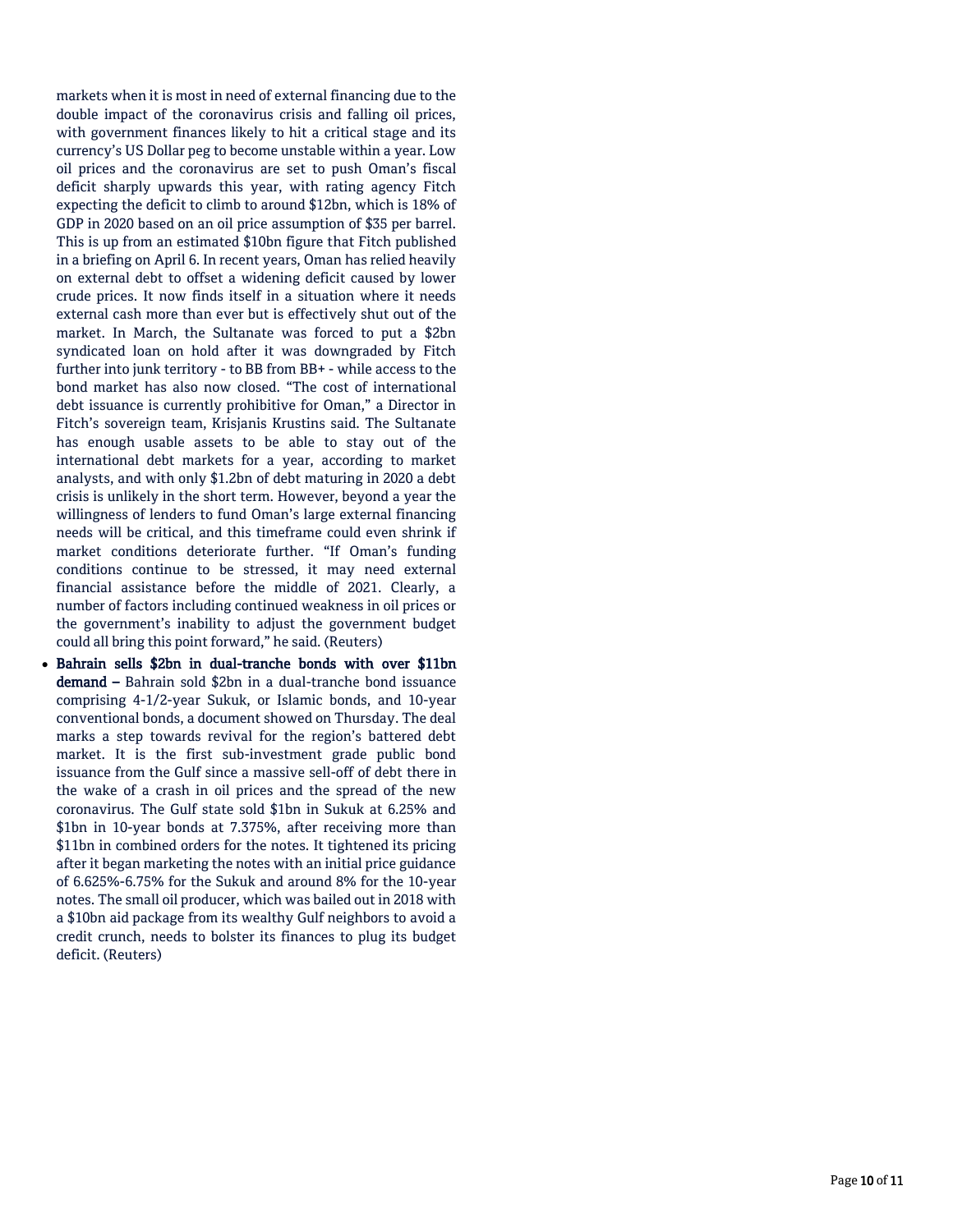markets when it is most in need of external financing due to the double impact of the coronavirus crisis and falling oil prices, with government finances likely to hit a critical stage and its currency's US Dollar peg to become unstable within a year. Low oil prices and the coronavirus are set to push Oman's fiscal deficit sharply upwards this year, with rating agency Fitch expecting the deficit to climb to around $12bn, which is 18% of GDP in 2020 based on an oil price assumption of $35 per barrel. This is up from an estimated $10bn figure that Fitch published in a briefing on April 6. In recent years, Oman has relied heavily on external debt to offset a widening deficit caused by lower crude prices. It now finds itself in a situation where it needs external cash more than ever but is effectively shut out of the market. In March, the Sultanate was forced to put a $2bn syndicated loan on hold after it was downgraded by Fitch further into junk territory - to BB from BB+ - while access to the bond market has also now closed. "The cost of international debt issuance is currently prohibitive for Oman," a Director in Fitch's sovereign team, Krisjanis Krustins said. The Sultanate has enough usable assets to be able to stay out of the international debt markets for a year, according to market analysts, and with only $1.2bn of debt maturing in 2020 a debt crisis is unlikely in the short term. However, beyond a year the willingness of lenders to fund Oman's large external financing needs will be critical, and this timeframe could even shrink if market conditions deteriorate further. "If Oman's funding conditions continue to be stressed, it may need external financial assistance before the middle of 2021. Clearly, a number of factors including continued weakness in oil prices or the government's inability to adjust the government budget could all bring this point forward," he said. (Reuters)

- **Bahrain sells $2bn in dual-tranche bonds with over $11bn demand –** Bahrain sold $2bn in a dual-tranche bond issuance comprising 4-1/2-year Sukuk, or Islamic bonds, and 10-year conventional bonds, a document showed on Thursday. The deal marks a step towards revival for the region's battered debt market. It is the first sub-investment grade public bond issuance from the Gulf since a massive sell-off of debt there in the wake of a crash in oil prices and the spread of the new coronavirus. The Gulf state sold $1bn in Sukuk at 6.25% and $1bn in 10-year bonds at 7.375%, after receiving more than $11bn in combined orders for the notes. It tightened its pricing after it began marketing the notes with an initial price guidance of 6.625%-6.75% for the Sukuk and around 8% for the 10-year notes. The small oil producer, which was bailed out in 2018 with a $10bn aid package from its wealthy Gulf neighbors to avoid a credit crunch, needs to bolster its finances to plug its budget deficit. (Reuters)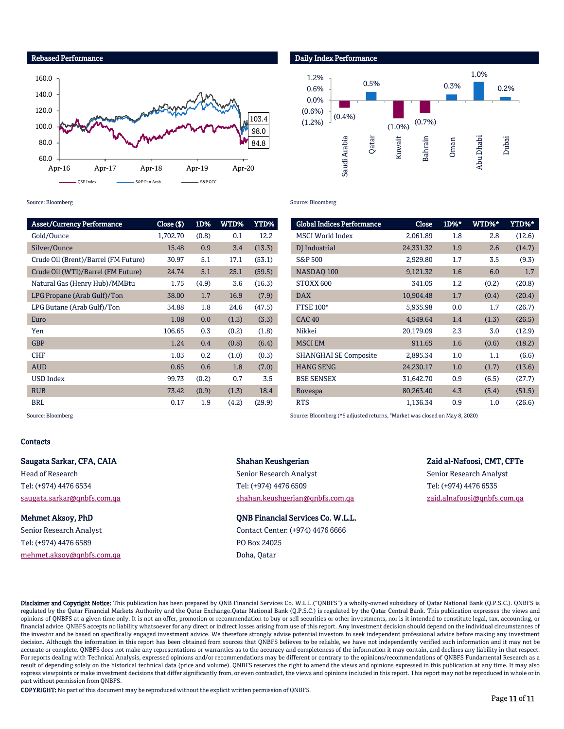## Rebased Performance

160.0
140.0
120.0
100.0
80.0
60.0
Apr-16
Apr-17
Apr-18
Apr-19
Apr-20
103.4
98.0
84.8
QSE Index
S&P Pan Arab
S&P GCC

Source: Bloomberg

## Daily Index Performance

1.2%
0.6%
0.0%
(0.6%)
(1.2%)
(0.4%)
0.5%
(1.0%)
(0.7%)
0.3%
1.0%
0.2%
Saudi Arabia
Qatar
Kuwait
Bahrain
Oman
Abu Dhabi
Dubai

Source: Bloomberg

| Asset/Currency Performance | Close ($) | 1D% | WTD% | YTD% |
|---|---|---|---|---|
| Gold/Ounce | 1,702.70 | (0.8) | 0.1 | 12.2 |
| Silver/Ounce | 15.48 | 0.9 | 3.4 | (13.3) |
| Crude Oil (Brent)/Barrel (FM Future) | 30.97 | 5.1 | 17.1 | (53.1) |
| Crude Oil (WTI)/Barrel (FM Future) | 24.74 | 5.1 | 25.1 | (59.5) |
| Natural Gas (Henry Hub)/MMBtu | 1.75 | (4.9) | 3.6 | (16.3) |
| LPG Propane (Arab Gulf)/Ton | 38.00 | 1.7 | 16.9 | (7.9) |
| LPG Butane (Arab Gulf)/Ton | 34.88 | 1.8 | 24.6 | (47.5) |
| Euro | 1.08 | 0.0 | (1.3) | (3.3) |
| Yen | 106.65 | 0.3 | (0.2) | (1.8) |
| GBP | 1.24 | 0.4 | (0.8) | (6.4) |
| CHF | 1.03 | 0.2 | (1.0) | (0.3) |
| AUD | 0.65 | 0.6 | 1.8 | (7.0) |
| USD Index | 99.73 | (0.2) | 0.7 | 3.5 |
| RUB | 73.42 | (0.9) | (1.3) | 18.4 |
| BRL | 0.17 | 1.9 | (4.2) | (29.9) |

Source: Bloomberg

| Global Indices Performance | Close | 1D%* | WTD%* | YTD%* |
|---|---|---|---|---|
| MSCI World Index | 2,061.89 | 1.8 | 2.8 | (12.6) |
| DJ Industrial | 24,331.32 | 1.9 | 2.6 | (14.7) |
| S&P 500 | 2,929.80 | 1.7 | 3.5 | (9.3) |
| NASDAQ 100 | 9,121.32 | 1.6 | 6.0 | 1.7 |
| STOXX 600 | 341.05 | 1.2 | (0.2) | (20.8) |
| DAX | 10,904.48 | 1.7 | (0.4) | (20.4) |
| FTSE 100# | 5,935.98 | 0.0 | 1.7 | (26.7) |
| CAC 40 | 4,549.64 | 1.4 | (1.3) | (26.5) |
| Nikkei | 20,179.09 | 2.3 | 3.0 | (12.9) |
| MSCI EM | 911.65 | 1.6 | (0.6) | (18.2) |
| SHANGHAI SE Composite | 2,895.34 | 1.0 | 1.1 | (6.6) |
| HANG SENG | 24,230.17 | 1.0 | (1.7) | (13.6) |
| BSE SENSEX | 31,642.70 | 0.9 | (6.5) | (27.7) |
| Bovespa | 80,263.40 | 4.3 | (5.4) | (51.5) |
| RTS | 1,136.34 | 0.9 | 1.0 | (26.6) |

Source: Bloomberg (*$ adjusted returns, #Market was closed on May 8, 2020)

### Contacts

**Saugata Sarkar, CFA, CAIA**
Head of Research
Tel: (+974) 4476 6534
saugata.sarkar@qnbfs.com.qa

**Shahan Keushgerian**
Senior Research Analyst
Tel: (+974) 4476 6509
shahan.keushgerian@qnbfs.com.qa

**Zaid al-Nafoosi, CMT, CFTe**
Senior Research Analyst
Tel: (+974) 4476 6535
zaid.alnafoosi@qnbfs.com.qa

**Mehmet Aksoy, PhD**
Senior Research Analyst
Tel: (+974) 4476 6589
mehmet.aksoy@qnbfs.com.qa

**QNB Financial Services Co. W.L.L.**
Contact Center: (+974) 4476 6666
PO Box 24025
Doha, Qatar

**Disclaimer and Copyright Notice:** This publication has been prepared by QNB Financial Services Co. W.L.L.("QNBFS") a wholly-owned subsidiary of Qatar National Bank (Q.P.S.C.). QNBFS is regulated by the Qatar Financial Markets Authority and the Qatar Exchange.Qatar National Bank (Q.P.S.C.) is regulated by the Qatar Central Bank. This publication expresses the views and opinions of QNBFS at a given time only. It is not an offer, promotion or recommendation to buy or sell securities or other investments, nor is it intended to constitute legal, tax, accounting, or financial advice. QNBFS accepts no liability whatsoever for any direct or indirect losses arising from use of this report. Any investment decision should depend on the individual circumstances of the investor and be based on specifically engaged investment advice. We therefore strongly advise potential investors to seek independent professional advice before making any investment decision. Although the information in this report has been obtained from sources that QNBFS believes to be reliable, we have not independently verified such information and it may not be accurate or complete. QNBFS does not make any representations or warranties as to the accuracy and completeness of the information it may contain, and declines any liability in that respect. For reports dealing with Technical Analysis, expressed opinions and/or recommendations may be different or contrary to the opinions/recommendations of QNBFS Fundamental Research as a result of depending solely on the historical technical data (price and volume). QNBFS reserves the right to amend the views and opinions expressed in this publication at any time. It may also express viewpoints or make investment decisions that differ significantly from, or even contradict, the views and opinions included in this report. This report may not be reproduced in whole or in part without permission from QNBFS.

**COPYRIGHT:** No part of this document may be reproduced without the explicit written permission of QNBFS